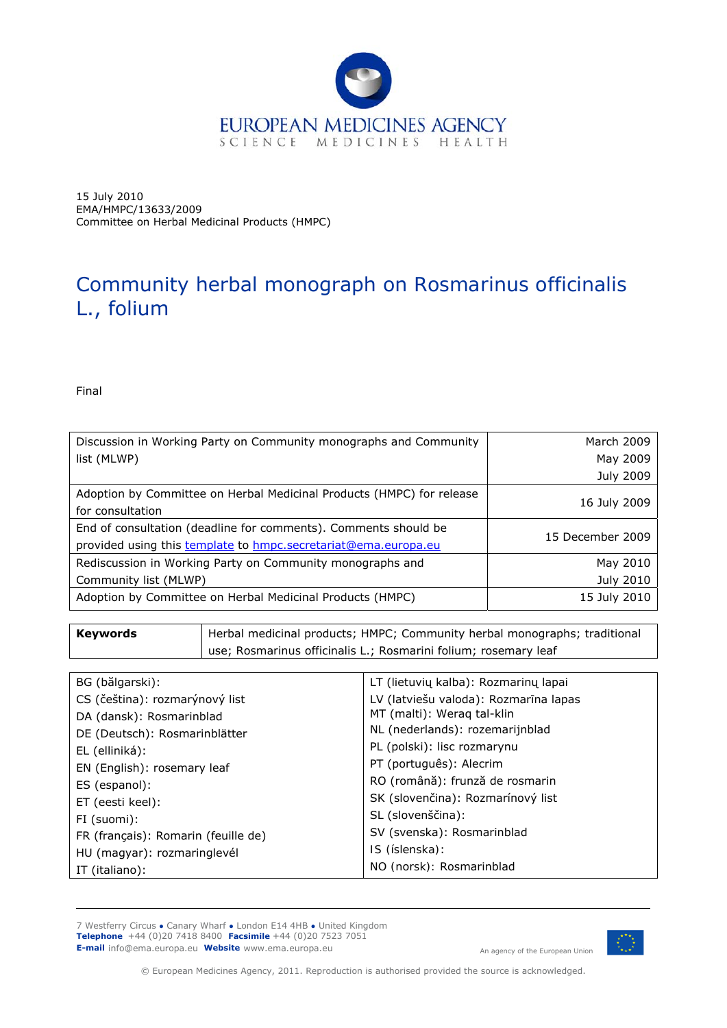EUROPEAN MEDICINES AGENCY
SCIENCE MEDICINES HEALTH

15 July 2010
EMA/HMPC/13633/2009
Committee on Herbal Medicinal Products (HMPC)

# Community herbal monograph on Rosmarinus officinalis L., folium

Final

| | |
|---|---|
| Discussion in Working Party on Community monographs and Community list (MLWP) | March 2009<br>May 2009<br>July 2009 |
| Adoption by Committee on Herbal Medicinal Products (HMPC) for release for consultation | 16 July 2009 |
| End of consultation (deadline for comments). Comments should be provided using this template to hmpc.secretariat@ema.europa.eu | 15 December 2009 |
| Rediscussion in Working Party on Community monographs and Community list (MLWP) | May 2010<br>July 2010 |
| Adoption by Committee on Herbal Medicinal Products (HMPC) | 15 July 2010 |

| | |
|---|---|
| **Keywords** | Herbal medicinal products; HMPC; Community herbal monographs; traditional use; Rosmarinus officinalis L.; Rosmarini folium; rosemary leaf |

| | |
|---|---|
| BG (bălgarski): | LT (lietuvių kalba): Rozmarinų lapai |
| CS (čeština): rozmarýnový list | LV (latviešu valoda): Rozmarīna lapas |
| DA (dansk): Rosmarinblad | MT (malti): Weraq tal-klin |
| DE (Deutsch): Rosmarinblätter | NL (nederlands): rozemarijnblad |
| EL (elliniká): | PL (polski): lisc rozmarynu |
| EN (English): rosemary leaf | PT (português): Alecrim |
| ES (espanol): | RO (română): frunză de rosmarin |
| ET (eesti keel): | SK (slovenčina): Rozmarínový list |
| FI (suomi): | SL (slovenščina): |
| FR (français): Romarin (feuille de) | SV (svenska): Rosmarinblad |
| HU (magyar): rozmaringlevél | IS (íslenska): |
| IT (italiano): | NO (norsk): Rosmarinblad |

7 Westferry Circus ● Canary Wharf ● London E14 4HB ● United Kingdom
**Telephone** +44 (0)20 7418 8400 **Facsimile** +44 (0)20 7523 7051
**E-mail** info@ema.europa.eu **Website** www.ema.europa.eu

An agency of the European Union

© European Medicines Agency, 2011. Reproduction is authorised provided the source is acknowledged.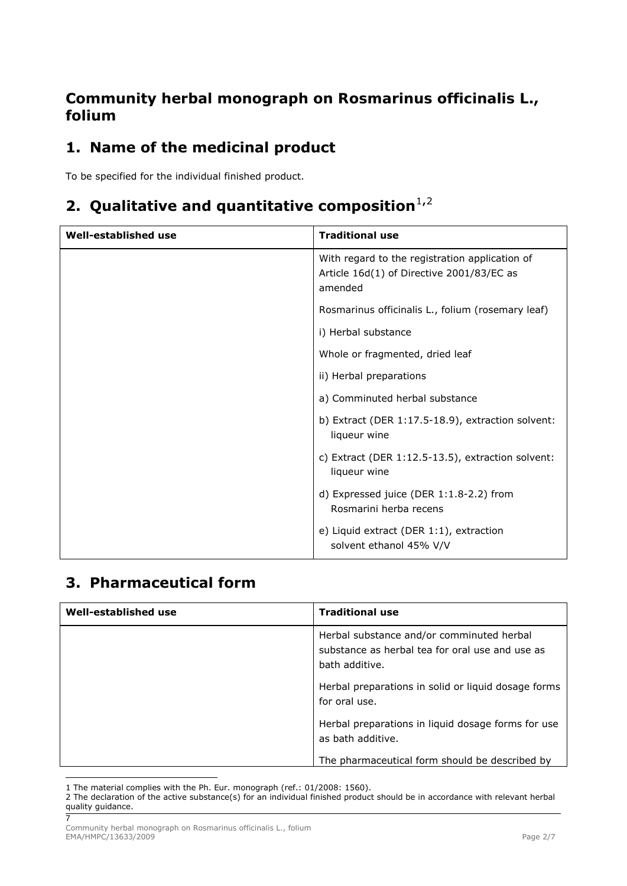## Community herbal monograph on Rosmarinus officinalis L., folium

## 1. Name of the medicinal product

To be specified for the individual finished product.

## 2. Qualitative and quantitative composition[1,2]

| Well-established use | Traditional use |
|---|---|
| | With regard to the registration application of Article 16d(1) of Directive 2001/83/EC as amended<br><br>Rosmarinus officinalis L., folium (rosemary leaf)<br><br>i) Herbal substance<br><br>Whole or fragmented, dried leaf<br><br>ii) Herbal preparations<br><br>a) Comminuted herbal substance<br><br>b) Extract (DER 1:17.5-18.9), extraction solvent: liqueur wine<br><br>c) Extract (DER 1:12.5-13.5), extraction solvent: liqueur wine<br><br>d) Expressed juice (DER 1:1.8-2.2) from Rosmarini herba recens<br><br>e) Liquid extract (DER 1:1), extraction solvent ethanol 45% V/V |

## 3. Pharmaceutical form

| Well-established use | Traditional use |
|---|---|
| | Herbal substance and/or comminuted herbal substance as herbal tea for oral use and use as bath additive.<br><br>Herbal preparations in solid or liquid dosage forms for oral use.<br><br>Herbal preparations in liquid dosage forms for use as bath additive.<br><br>The pharmaceutical form should be described by |

1 The material complies with the Ph. Eur. monograph (ref.: 01/2008: 1560).

2 The declaration of the active substance(s) for an individual finished product should be in accordance with relevant herbal quality guidance.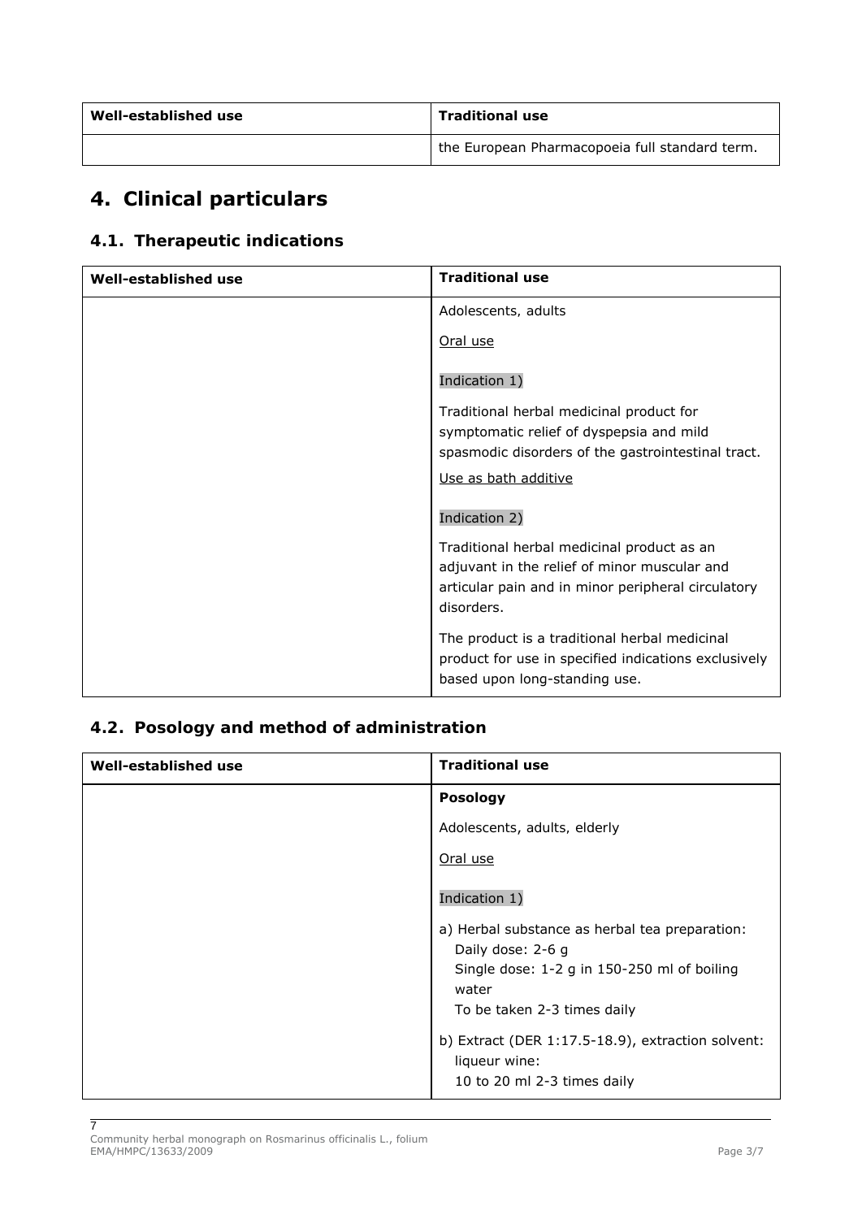| Well-established use | Traditional use |
|---|---|
| | the European Pharmacopoeia full standard term. |

# 4. Clinical particulars

## 4.1. Therapeutic indications

| Well-established use | Traditional use |
|---|---|
| | Adolescents, adults<br><br>Oral use<br><br>Indication 1)<br><br>Traditional herbal medicinal product for symptomatic relief of dyspepsia and mild spasmodic disorders of the gastrointestinal tract.<br><br>Use as bath additive<br><br>Indication 2)<br><br>Traditional herbal medicinal product as an adjuvant in the relief of minor muscular and articular pain and in minor peripheral circulatory disorders.<br><br>The product is a traditional herbal medicinal product for use in specified indications exclusively based upon long-standing use. |

## 4.2. Posology and method of administration

| Well-established use | Traditional use |
|---|---|
| | **Posology**<br><br>Adolescents, adults, elderly<br><br>Oral use<br><br>Indication 1)<br><br>a) Herbal substance as herbal tea preparation:<br>Daily dose: 2-6 g<br>Single dose: 1-2 g in 150-250 ml of boiling water<br>To be taken 2-3 times daily<br><br>b) Extract (DER 1:17.5-18.9), extraction solvent: liqueur wine:<br>10 to 20 ml 2-3 times daily |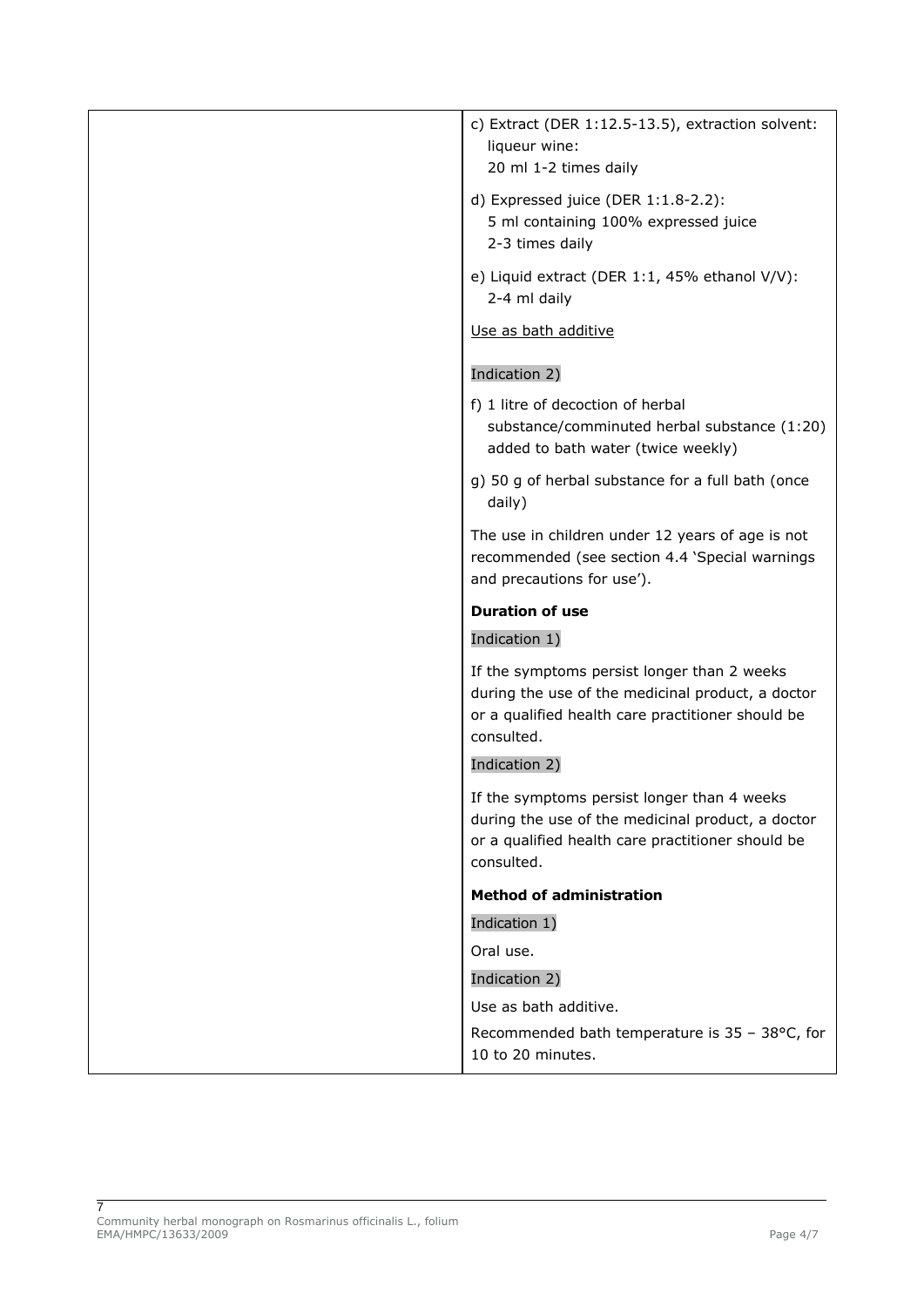| | |
|---|---|
| | c) Extract (DER 1:12.5-13.5), extraction solvent: liqueur wine:<br>20 ml 1-2 times daily<br><br>d) Expressed juice (DER 1:1.8-2.2):<br>5 ml containing 100% expressed juice<br>2-3 times daily<br><br>e) Liquid extract (DER 1:1, 45% ethanol V/V):<br>2-4 ml daily<br><br><u>Use as bath additive</u><br><br>Indication 2)<br><br>f) 1 litre of decoction of herbal substance/comminuted herbal substance (1:20) added to bath water (twice weekly)<br><br>g) 50 g of herbal substance for a full bath (once daily)<br><br>The use in children under 12 years of age is not recommended (see section 4.4 'Special warnings and precautions for use').<br><br>**Duration of use**<br><br>Indication 1)<br><br>If the symptoms persist longer than 2 weeks during the use of the medicinal product, a doctor or a qualified health care practitioner should be consulted.<br><br>Indication 2)<br><br>If the symptoms persist longer than 4 weeks during the use of the medicinal product, a doctor or a qualified health care practitioner should be consulted.<br><br>**Method of administration**<br><br>Indication 1)<br><br>Oral use.<br><br>Indication 2)<br><br>Use as bath additive.<br><br>Recommended bath temperature is 35 – 38°C, for 10 to 20 minutes. |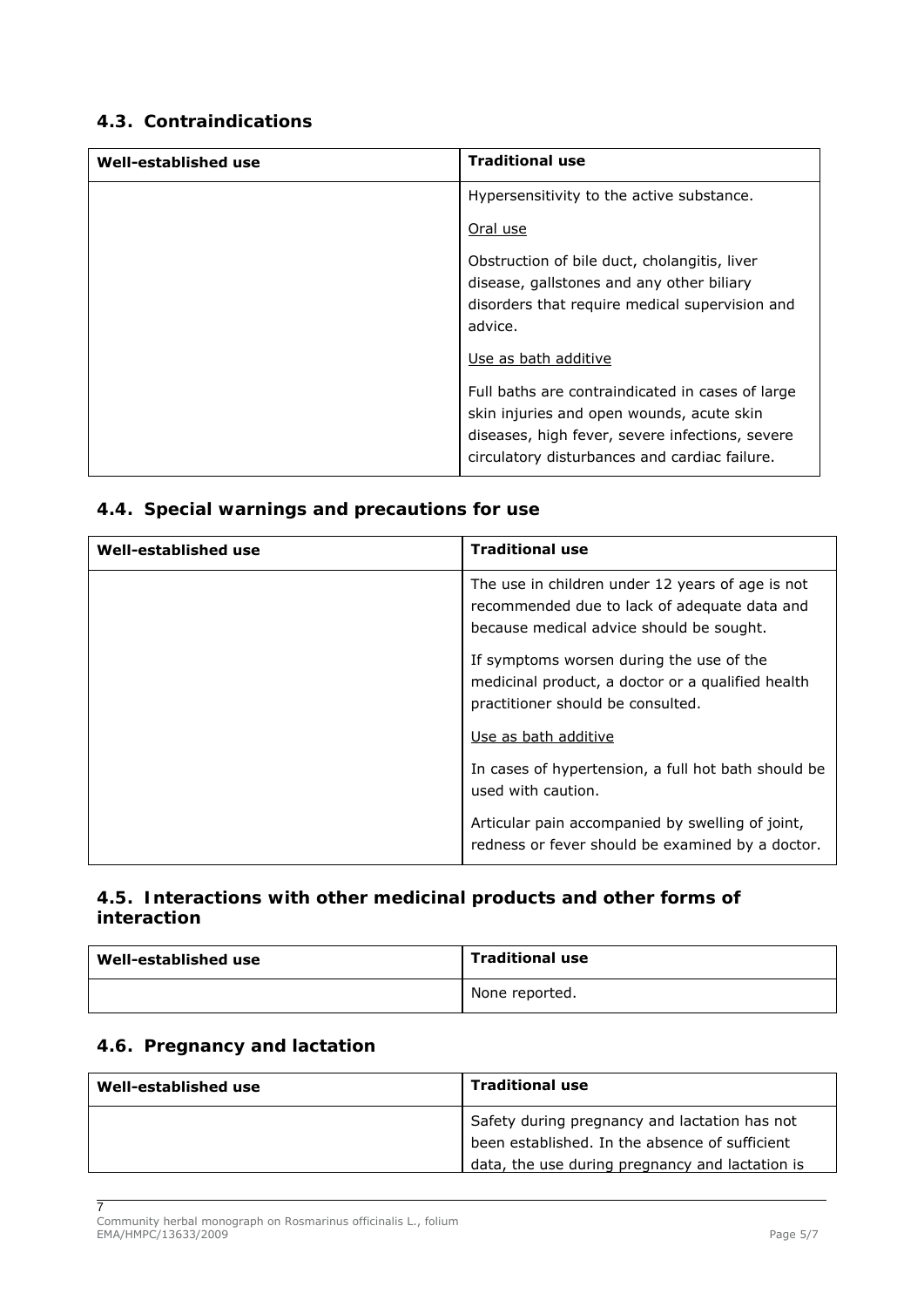## 4.3. Contraindications

| Well-established use | Traditional use |
|---|---|
| | Hypersensitivity to the active substance.<br><br><u>Oral use</u><br><br>Obstruction of bile duct, cholangitis, liver disease, gallstones and any other biliary disorders that require medical supervision and advice.<br><br><u>Use as bath additive</u><br><br>Full baths are contraindicated in cases of large skin injuries and open wounds, acute skin diseases, high fever, severe infections, severe circulatory disturbances and cardiac failure. |

## 4.4. Special warnings and precautions for use

| Well-established use | Traditional use |
|---|---|
| | The use in children under 12 years of age is not recommended due to lack of adequate data and because medical advice should be sought.<br><br>If symptoms worsen during the use of the medicinal product, a doctor or a qualified health practitioner should be consulted.<br><br><u>Use as bath additive</u><br><br>In cases of hypertension, a full hot bath should be used with caution.<br><br>Articular pain accompanied by swelling of joint, redness or fever should be examined by a doctor. |

## 4.5. Interactions with other medicinal products and other forms of interaction

| Well-established use | Traditional use |
|---|---|
| | None reported. |

## 4.6. Pregnancy and lactation

| Well-established use | Traditional use |
|---|---|
| | Safety during pregnancy and lactation has not been established. In the absence of sufficient data, the use during pregnancy and lactation is |

7 Community herbal monograph on Rosmarinus officinalis L., folium
EMA/HMPC/13633/2009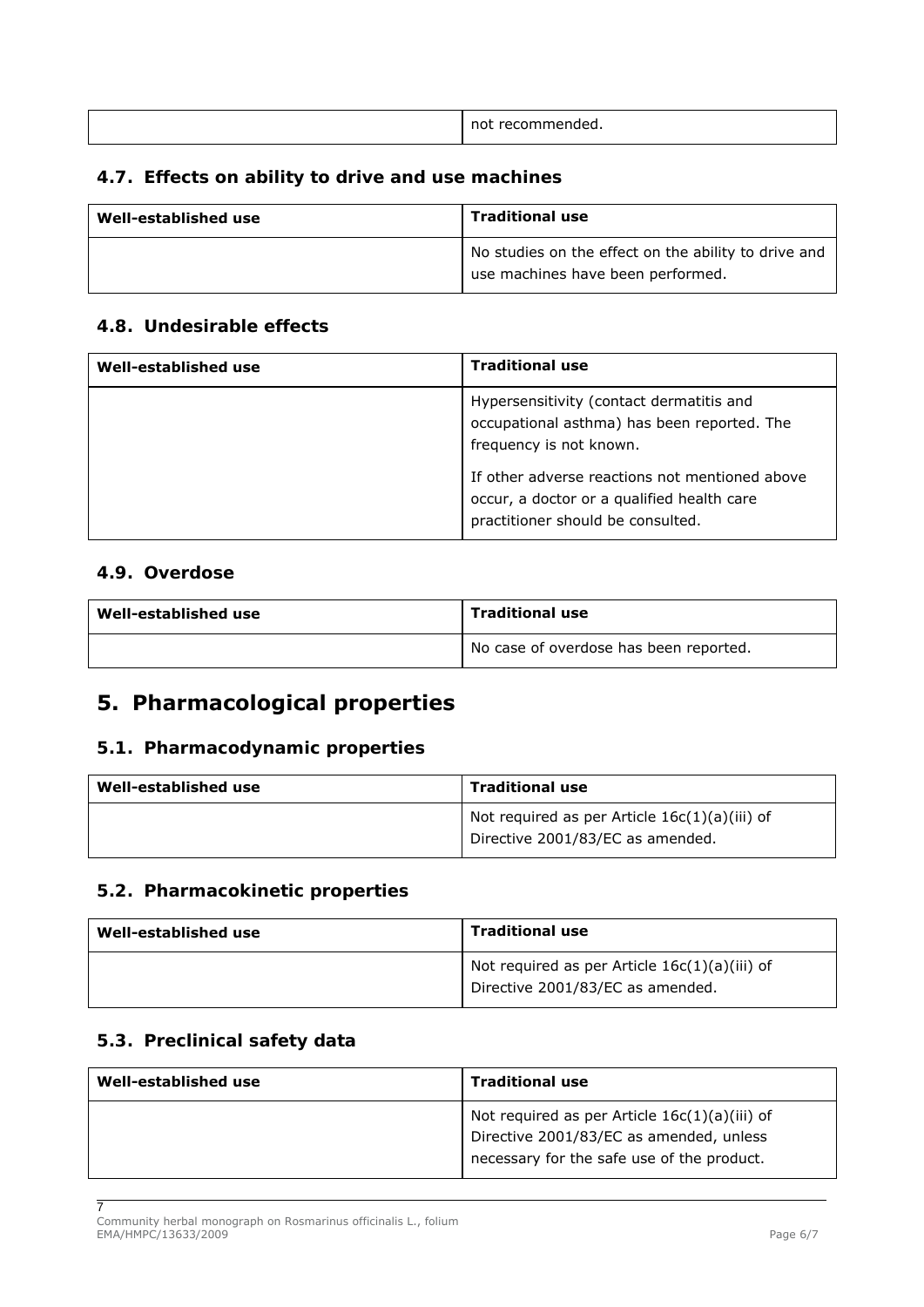| | not recommended. |
|---|---|

### 4.7. Effects on ability to drive and use machines

| Well-established use | Traditional use |
|---|---|
| | No studies on the effect on the ability to drive and use machines have been performed. |

### 4.8. Undesirable effects

| Well-established use | Traditional use |
|---|---|
| | Hypersensitivity (contact dermatitis and occupational asthma) has been reported. The frequency is not known.<br><br>If other adverse reactions not mentioned above occur, a doctor or a qualified health care practitioner should be consulted. |

### 4.9. Overdose

| Well-established use | Traditional use |
|---|---|
| | No case of overdose has been reported. |

## 5. Pharmacological properties

### 5.1. Pharmacodynamic properties

| Well-established use | Traditional use |
|---|---|
| | Not required as per Article 16c(1)(a)(iii) of Directive 2001/83/EC as amended. |

### 5.2. Pharmacokinetic properties

| Well-established use | Traditional use |
|---|---|
| | Not required as per Article 16c(1)(a)(iii) of Directive 2001/83/EC as amended. |

### 5.3. Preclinical safety data

| Well-established use | Traditional use |
|---|---|
| | Not required as per Article 16c(1)(a)(iii) of Directive 2001/83/EC as amended, unless necessary for the safe use of the product. |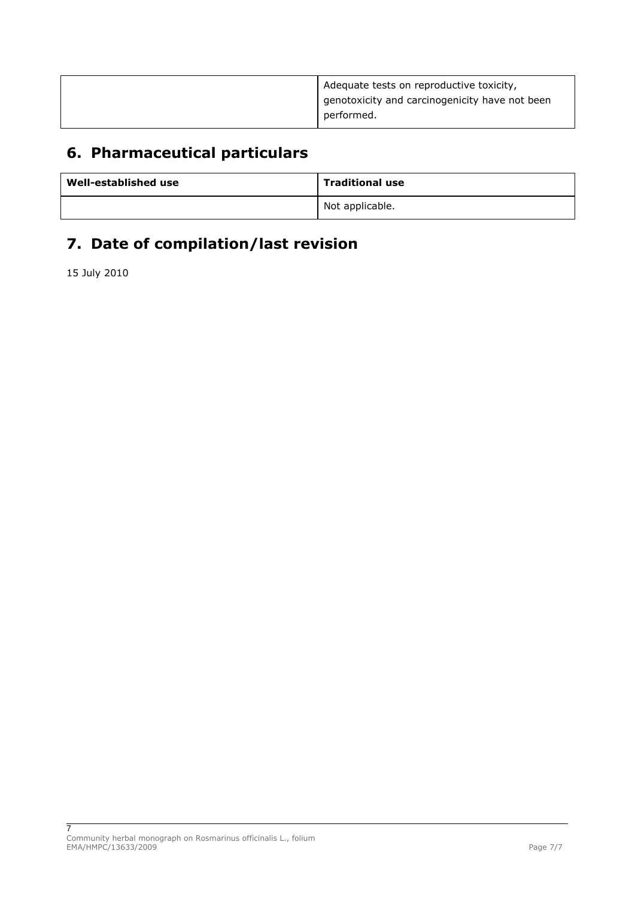| | |
|---|---|
| | Adequate tests on reproductive toxicity, genotoxicity and carcinogenicity have not been performed. |

## 6. Pharmaceutical particulars

| Well-established use | Traditional use |
|---|---|
| | Not applicable. |

## 7. Date of compilation/last revision

15 July 2010